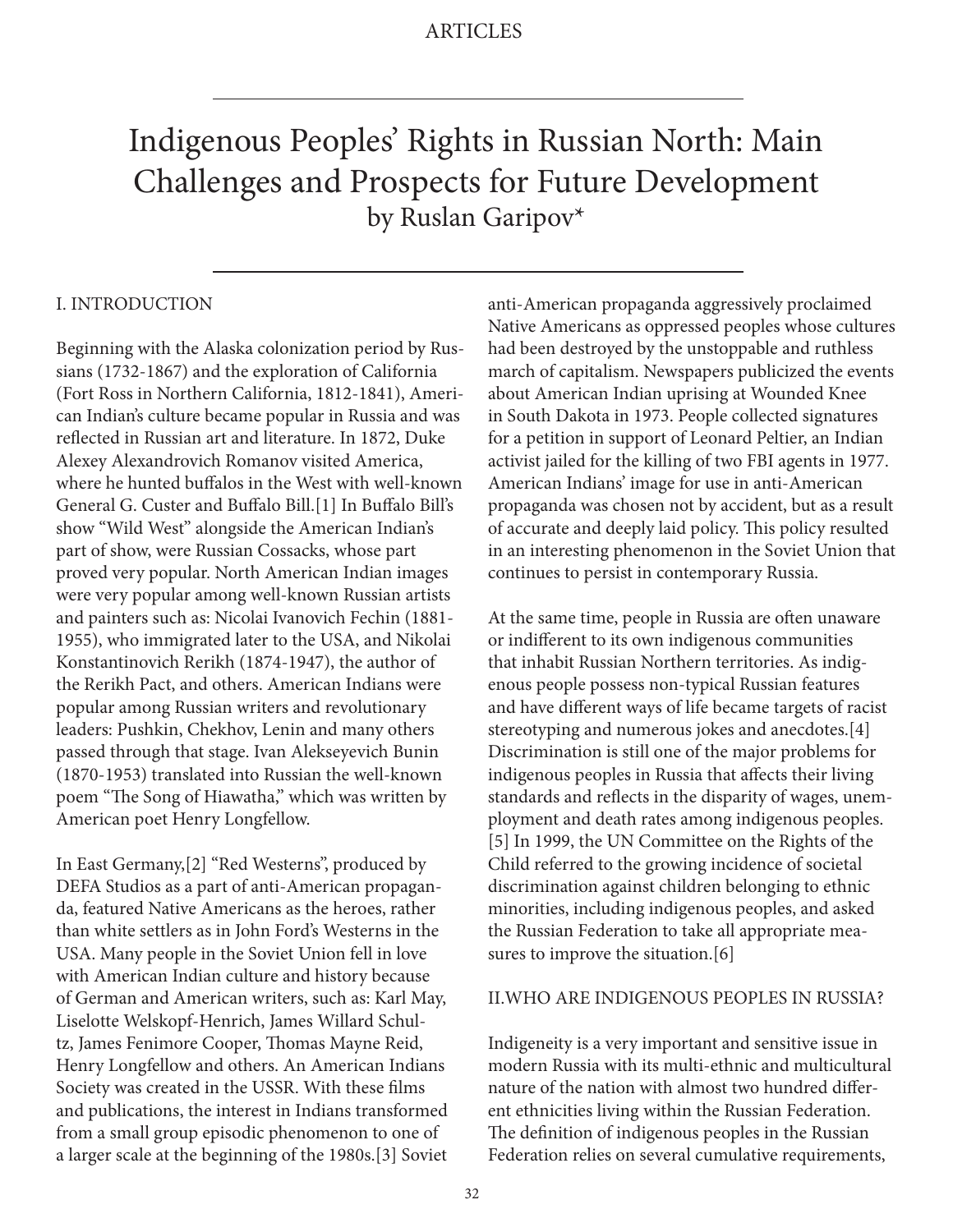# Indigenous Peoples' Rights in Russian North: Main Challenges and Prospects for Future Development

by Ruslan Garipov*

## I. INTRODUCTION

Beginning with the Alaska colonization period by Russians (1732-1867) and the exploration of California (Fort Ross in Northern California, 1812-1841), American Indian's culture became popular in Russia and was reflected in Russian art and literature. In 1872, Duke Alexey Alexandrovich Romanov visited America, where he hunted buffalos in the West with well-known General G. Custer and Buffalo Bill.[1] In Buffalo Bill's show "Wild West" alongside the American Indian's part of show, were Russian Cossacks, whose part proved very popular. North American Indian images were very popular among well-known Russian artists and painters such as: Nicolai Ivanovich Fechin (1881-1955), who immigrated later to the USA, and Nikolai Konstantinovich Rerikh (1874-1947), the author of the Rerikh Pact, and others. American Indians were popular among Russian writers and revolutionary leaders: Pushkin, Chekhov, Lenin and many others passed through that stage. Ivan Alekseyevich Bunin (1870-1953) translated into Russian the well-known poem "The Song of Hiawatha," which was written by American poet Henry Longfellow.

In East Germany,[2] "Red Westerns", produced by DEFA Studios as a part of anti-American propaganda, featured Native Americans as the heroes, rather than white settlers as in John Ford's Westerns in the USA. Many people in the Soviet Union fell in love with American Indian culture and history because of German and American writers, such as: Karl May, Liselotte Welskopf-Henrich, James Willard Schultz, James Fenimore Cooper, Thomas Mayne Reid, Henry Longfellow and others. An American Indians Society was created in the USSR. With these films and publications, the interest in Indians transformed from a small group episodic phenomenon to one of a larger scale at the beginning of the 1980s.[3] Soviet anti-American propaganda aggressively proclaimed Native Americans as oppressed peoples whose cultures had been destroyed by the unstoppable and ruthless march of capitalism. Newspapers publicized the events about American Indian uprising at Wounded Knee in South Dakota in 1973. People collected signatures for a petition in support of Leonard Peltier, an Indian activist jailed for the killing of two FBI agents in 1977. American Indians' image for use in anti-American propaganda was chosen not by accident, but as a result of accurate and deeply laid policy. This policy resulted in an interesting phenomenon in the Soviet Union that continues to persist in contemporary Russia.

At the same time, people in Russia are often unaware or indifferent to its own indigenous communities that inhabit Russian Northern territories. As indigenous people possess non-typical Russian features and have different ways of life became targets of racist stereotyping and numerous jokes and anecdotes.[4] Discrimination is still one of the major problems for indigenous peoples in Russia that affects their living standards and reflects in the disparity of wages, unemployment and death rates among indigenous peoples.[5] In 1999, the UN Committee on the Rights of the Child referred to the growing incidence of societal discrimination against children belonging to ethnic minorities, including indigenous peoples, and asked the Russian Federation to take all appropriate measures to improve the situation.[6]

## II.WHO ARE INDIGENOUS PEOPLES IN RUSSIA?

Indigeneity is a very important and sensitive issue in modern Russia with its multi-ethnic and multicultural nature of the nation with almost two hundred different ethnicities living within the Russian Federation. The definition of indigenous peoples in the Russian Federation relies on several cumulative requirements,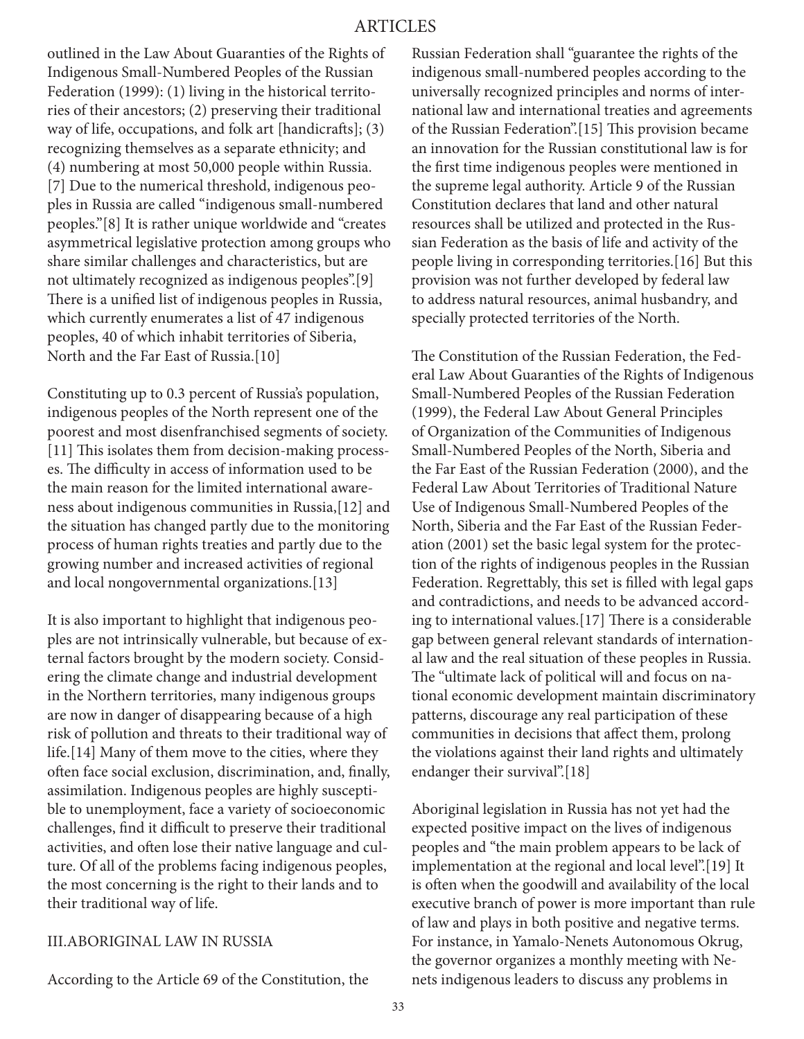outlined in the Law About Guaranties of the Rights of Indigenous Small-Numbered Peoples of the Russian Federation (1999): (1) living in the historical territories of their ancestors; (2) preserving their traditional way of life, occupations, and folk art [handicrafts]; (3) recognizing themselves as a separate ethnicity; and (4) numbering at most 50,000 people within Russia.[7] Due to the numerical threshold, indigenous peoples in Russia are called "indigenous small-numbered peoples."[8] It is rather unique worldwide and "creates asymmetrical legislative protection among groups who share similar challenges and characteristics, but are not ultimately recognized as indigenous peoples".[9] There is a unified list of indigenous peoples in Russia, which currently enumerates a list of 47 indigenous peoples, 40 of which inhabit territories of Siberia, North and the Far East of Russia.[10]

Constituting up to 0.3 percent of Russia's population, indigenous peoples of the North represent one of the poorest and most disenfranchised segments of society.[11] This isolates them from decision-making processes. The difficulty in access of information used to be the main reason for the limited international awareness about indigenous communities in Russia,[12] and the situation has changed partly due to the monitoring process of human rights treaties and partly due to the growing number and increased activities of regional and local nongovernmental organizations.[13]

It is also important to highlight that indigenous peoples are not intrinsically vulnerable, but because of external factors brought by the modern society. Considering the climate change and industrial development in the Northern territories, many indigenous groups are now in danger of disappearing because of a high risk of pollution and threats to their traditional way of life.[14] Many of them move to the cities, where they often face social exclusion, discrimination, and, finally, assimilation. Indigenous peoples are highly susceptible to unemployment, face a variety of socioeconomic challenges, find it difficult to preserve their traditional activities, and often lose their native language and culture. Of all of the problems facing indigenous peoples, the most concerning is the right to their lands and to their traditional way of life.

## III.ABORIGINAL LAW IN RUSSIA

According to the Article 69 of the Constitution, the Russian Federation shall "guarantee the rights of the indigenous small-numbered peoples according to the universally recognized principles and norms of international law and international treaties and agreements of the Russian Federation".[15] This provision became an innovation for the Russian constitutional law is for the first time indigenous peoples were mentioned in the supreme legal authority. Article 9 of the Russian Constitution declares that land and other natural resources shall be utilized and protected in the Russian Federation as the basis of life and activity of the people living in corresponding territories.[16] But this provision was not further developed by federal law to address natural resources, animal husbandry, and specially protected territories of the North.

The Constitution of the Russian Federation, the Federal Law About Guaranties of the Rights of Indigenous Small-Numbered Peoples of the Russian Federation (1999), the Federal Law About General Principles of Organization of the Communities of Indigenous Small-Numbered Peoples of the North, Siberia and the Far East of the Russian Federation (2000), and the Federal Law About Territories of Traditional Nature Use of Indigenous Small-Numbered Peoples of the North, Siberia and the Far East of the Russian Federation (2001) set the basic legal system for the protection of the rights of indigenous peoples in the Russian Federation. Regrettably, this set is filled with legal gaps and contradictions, and needs to be advanced according to international values.[17] There is a considerable gap between general relevant standards of international law and the real situation of these peoples in Russia. The "ultimate lack of political will and focus on national economic development maintain discriminatory patterns, discourage any real participation of these communities in decisions that affect them, prolong the violations against their land rights and ultimately endanger their survival".[18]

Aboriginal legislation in Russia has not yet had the expected positive impact on the lives of indigenous peoples and "the main problem appears to be lack of implementation at the regional and local level".[19] It is often when the goodwill and availability of the local executive branch of power is more important than rule of law and plays in both positive and negative terms. For instance, in Yamalo-Nenets Autonomous Okrug, the governor organizes a monthly meeting with Nenets indigenous leaders to discuss any problems in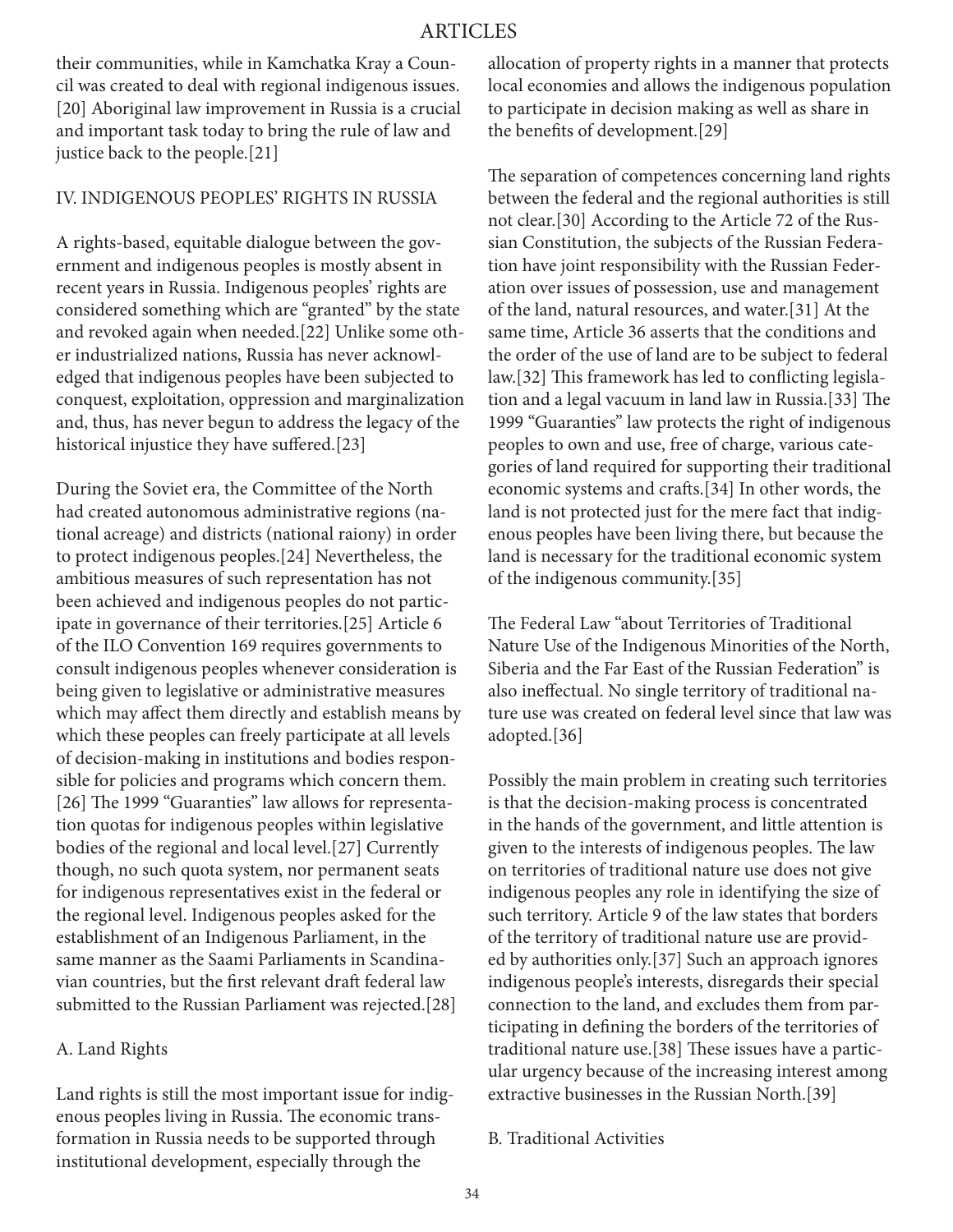their communities, while in Kamchatka Kray a Council was created to deal with regional indigenous issues.[20] Aboriginal law improvement in Russia is a crucial and important task today to bring the rule of law and justice back to the people.[21]

## IV. INDIGENOUS PEOPLES' RIGHTS IN RUSSIA

A rights-based, equitable dialogue between the government and indigenous peoples is mostly absent in recent years in Russia. Indigenous peoples' rights are considered something which are "granted" by the state and revoked again when needed.[22] Unlike some other industrialized nations, Russia has never acknowledged that indigenous peoples have been subjected to conquest, exploitation, oppression and marginalization and, thus, has never begun to address the legacy of the historical injustice they have suffered.[23]

During the Soviet era, the Committee of the North had created autonomous administrative regions (national acreage) and districts (national raiony) in order to protect indigenous peoples.[24] Nevertheless, the ambitious measures of such representation has not been achieved and indigenous peoples do not participate in governance of their territories.[25] Article 6 of the ILO Convention 169 requires governments to consult indigenous peoples whenever consideration is being given to legislative or administrative measures which may affect them directly and establish means by which these peoples can freely participate at all levels of decision-making in institutions and bodies responsible for policies and programs which concern them.[26] The 1999 "Guaranties" law allows for representation quotas for indigenous peoples within legislative bodies of the regional and local level.[27] Currently though, no such quota system, nor permanent seats for indigenous representatives exist in the federal or the regional level. Indigenous peoples asked for the establishment of an Indigenous Parliament, in the same manner as the Saami Parliaments in Scandinavian countries, but the first relevant draft federal law submitted to the Russian Parliament was rejected.[28]

### A. Land Rights

Land rights is still the most important issue for indigenous peoples living in Russia. The economic transformation in Russia needs to be supported through institutional development, especially through the allocation of property rights in a manner that protects local economies and allows the indigenous population to participate in decision making as well as share in the benefits of development.[29]

The separation of competences concerning land rights between the federal and the regional authorities is still not clear.[30] According to the Article 72 of the Russian Constitution, the subjects of the Russian Federation have joint responsibility with the Russian Federation over issues of possession, use and management of the land, natural resources, and water.[31] At the same time, Article 36 asserts that the conditions and the order of the use of land are to be subject to federal law.[32] This framework has led to conflicting legislation and a legal vacuum in land law in Russia.[33] The 1999 "Guaranties" law protects the right of indigenous peoples to own and use, free of charge, various categories of land required for supporting their traditional economic systems and crafts.[34] In other words, the land is not protected just for the mere fact that indigenous peoples have been living there, but because the land is necessary for the traditional economic system of the indigenous community.[35]

The Federal Law "about Territories of Traditional Nature Use of the Indigenous Minorities of the North, Siberia and the Far East of the Russian Federation" is also ineffectual. No single territory of traditional nature use was created on federal level since that law was adopted.[36]

Possibly the main problem in creating such territories is that the decision-making process is concentrated in the hands of the government, and little attention is given to the interests of indigenous peoples. The law on territories of traditional nature use does not give indigenous peoples any role in identifying the size of such territory. Article 9 of the law states that borders of the territory of traditional nature use are provided by authorities only.[37] Such an approach ignores indigenous people's interests, disregards their special connection to the land, and excludes them from participating in defining the borders of the territories of traditional nature use.[38] These issues have a particular urgency because of the increasing interest among extractive businesses in the Russian North.[39]

### B. Traditional Activities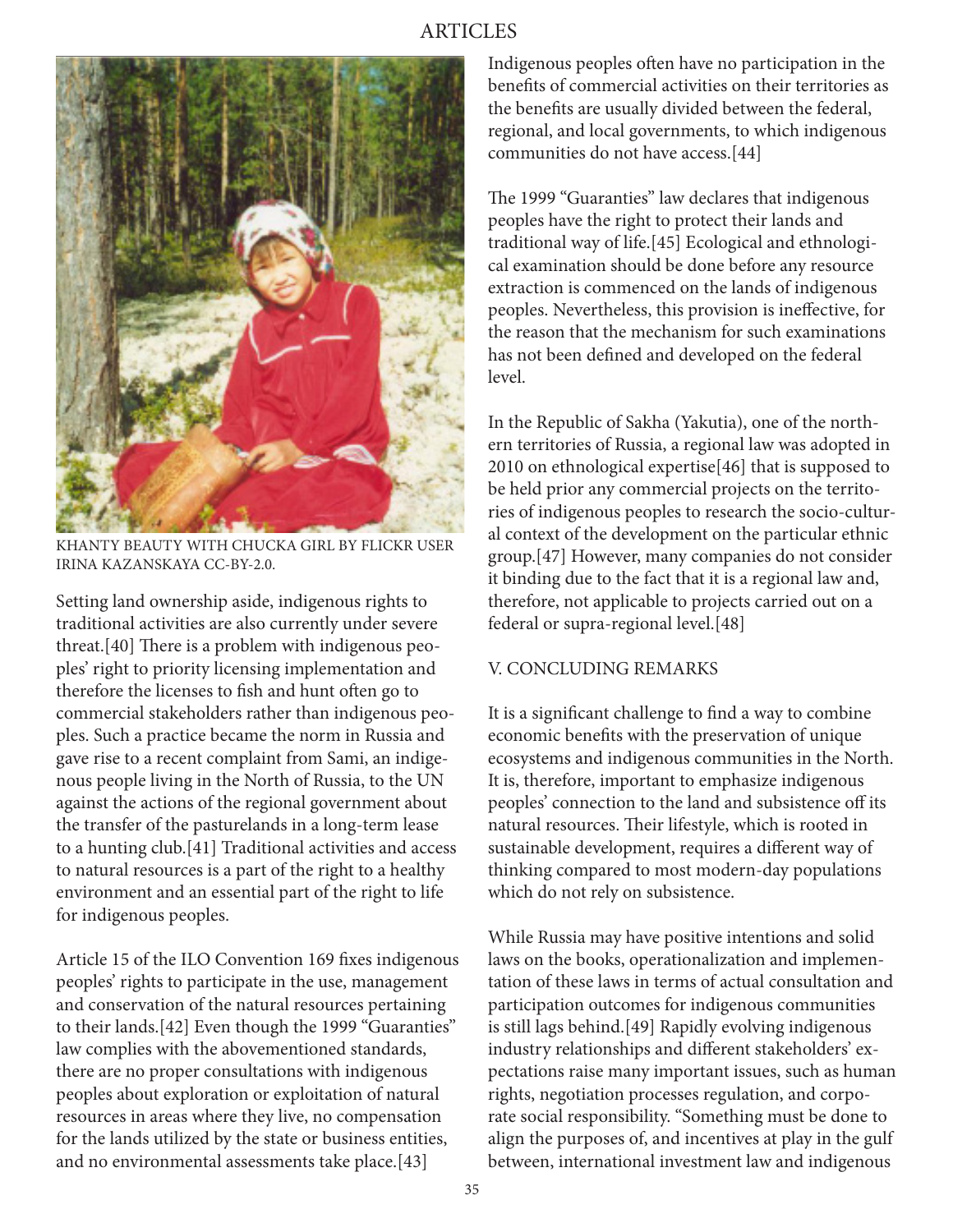KHANTY BEAUTY WITH CHUCKA GIRL BY FLICKR USER IRINA KAZANSKAYA CC-BY-2.0.

Setting land ownership aside, indigenous rights to traditional activities are also currently under severe threat.[40] There is a problem with indigenous peoples' right to priority licensing implementation and therefore the licenses to fish and hunt often go to commercial stakeholders rather than indigenous peoples. Such a practice became the norm in Russia and gave rise to a recent complaint from Sami, an indigenous people living in the North of Russia, to the UN against the actions of the regional government about the transfer of the pasturelands in a long-term lease to a hunting club.[41] Traditional activities and access to natural resources is a part of the right to a healthy environment and an essential part of the right to life for indigenous peoples.

Article 15 of the ILO Convention 169 fixes indigenous peoples' rights to participate in the use, management and conservation of the natural resources pertaining to their lands.[42] Even though the 1999 "Guaranties" law complies with the abovementioned standards, there are no proper consultations with indigenous peoples about exploration or exploitation of natural resources in areas where they live, no compensation for the lands utilized by the state or business entities, and no environmental assessments take place.[43]

Indigenous peoples often have no participation in the benefits of commercial activities on their territories as the benefits are usually divided between the federal, regional, and local governments, to which indigenous communities do not have access.[44]

The 1999 "Guaranties" law declares that indigenous peoples have the right to protect their lands and traditional way of life.[45] Ecological and ethnological examination should be done before any resource extraction is commenced on the lands of indigenous peoples. Nevertheless, this provision is ineffective, for the reason that the mechanism for such examinations has not been defined and developed on the federal level.

In the Republic of Sakha (Yakutia), one of the northern territories of Russia, a regional law was adopted in 2010 on ethnological expertise[46] that is supposed to be held prior any commercial projects on the territories of indigenous peoples to research the socio-cultural context of the development on the particular ethnic group.[47] However, many companies do not consider it binding due to the fact that it is a regional law and, therefore, not applicable to projects carried out on a federal or supra-regional level.[48]

## V. CONCLUDING REMARKS

It is a significant challenge to find a way to combine economic benefits with the preservation of unique ecosystems and indigenous communities in the North. It is, therefore, important to emphasize indigenous peoples' connection to the land and subsistence off its natural resources. Their lifestyle, which is rooted in sustainable development, requires a different way of thinking compared to most modern-day populations which do not rely on subsistence.

While Russia may have positive intentions and solid laws on the books, operationalization and implementation of these laws in terms of actual consultation and participation outcomes for indigenous communities is still lags behind.[49] Rapidly evolving indigenous industry relationships and different stakeholders' expectations raise many important issues, such as human rights, negotiation processes regulation, and corporate social responsibility. "Something must be done to align the purposes of, and incentives at play in the gulf between, international investment law and indigenous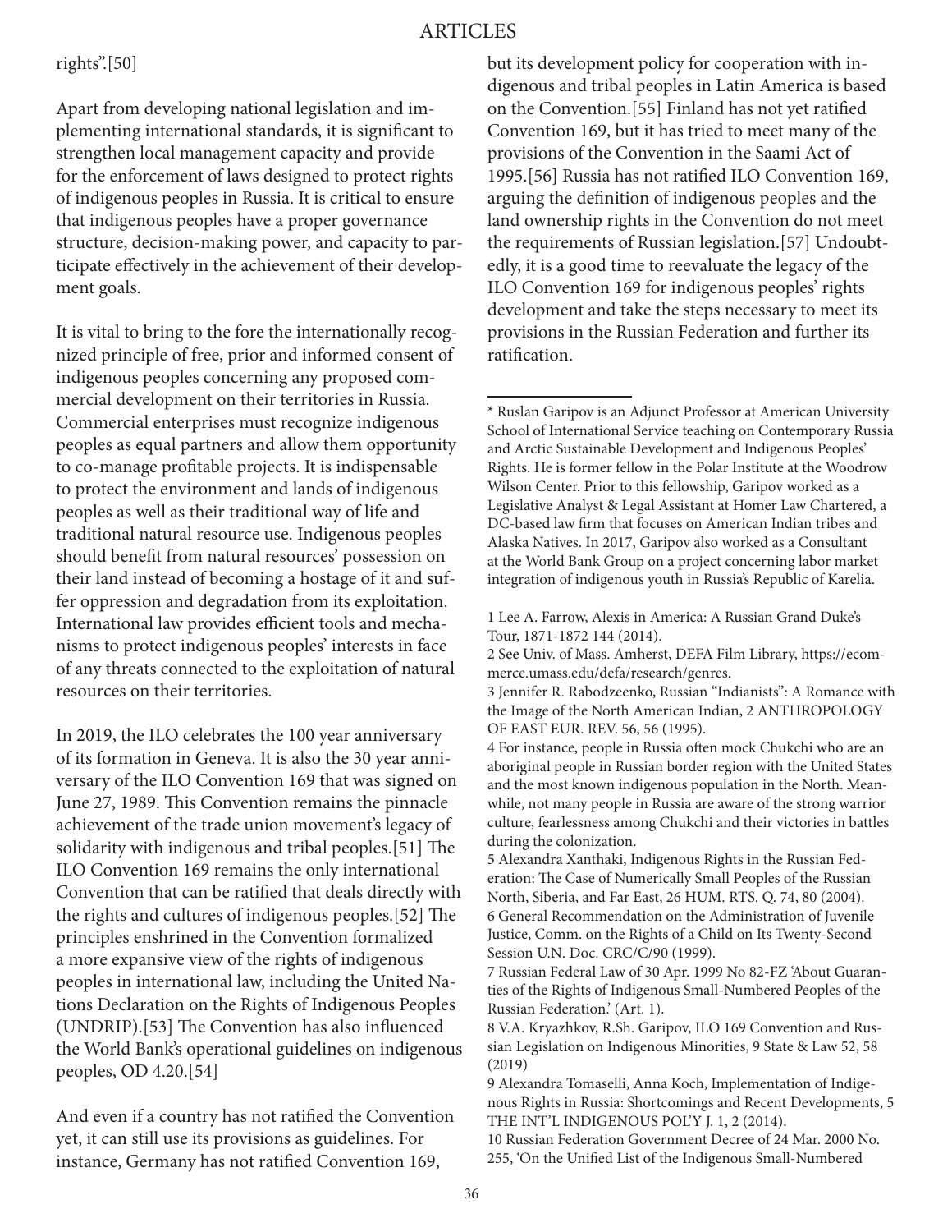rights".[50]

Apart from developing national legislation and implementing international standards, it is significant to strengthen local management capacity and provide for the enforcement of laws designed to protect rights of indigenous peoples in Russia. It is critical to ensure that indigenous peoples have a proper governance structure, decision-making power, and capacity to participate effectively in the achievement of their development goals.

It is vital to bring to the fore the internationally recognized principle of free, prior and informed consent of indigenous peoples concerning any proposed commercial development on their territories in Russia. Commercial enterprises must recognize indigenous peoples as equal partners and allow them opportunity to co-manage profitable projects. It is indispensable to protect the environment and lands of indigenous peoples as well as their traditional way of life and traditional natural resource use. Indigenous peoples should benefit from natural resources' possession on their land instead of becoming a hostage of it and suffer oppression and degradation from its exploitation. International law provides efficient tools and mechanisms to protect indigenous peoples' interests in face of any threats connected to the exploitation of natural resources on their territories.

In 2019, the ILO celebrates the 100 year anniversary of its formation in Geneva. It is also the 30 year anniversary of the ILO Convention 169 that was signed on June 27, 1989. This Convention remains the pinnacle achievement of the trade union movement's legacy of solidarity with indigenous and tribal peoples.[51] The ILO Convention 169 remains the only international Convention that can be ratified that deals directly with the rights and cultures of indigenous peoples.[52] The principles enshrined in the Convention formalized a more expansive view of the rights of indigenous peoples in international law, including the United Nations Declaration on the Rights of Indigenous Peoples (UNDRIP).[53] The Convention has also influenced the World Bank's operational guidelines on indigenous peoples, OD 4.20.[54]

And even if a country has not ratified the Convention yet, it can still use its provisions as guidelines. For instance, Germany has not ratified Convention 169, but its development policy for cooperation with indigenous and tribal peoples in Latin America is based on the Convention.[55] Finland has not yet ratified Convention 169, but it has tried to meet many of the provisions of the Convention in the Saami Act of 1995.[56] Russia has not ratified ILO Convention 169, arguing the definition of indigenous peoples and the land ownership rights in the Convention do not meet the requirements of Russian legislation.[57] Undoubtedly, it is a good time to reevaluate the legacy of the ILO Convention 169 for indigenous peoples' rights development and take the steps necessary to meet its provisions in the Russian Federation and further its ratification.

---

* Ruslan Garipov is an Adjunct Professor at American University School of International Service teaching on Contemporary Russia and Arctic Sustainable Development and Indigenous Peoples' Rights. He is former fellow in the Polar Institute at the Woodrow Wilson Center. Prior to this fellowship, Garipov worked as a Legislative Analyst & Legal Assistant at Homer Law Chartered, a DC-based law firm that focuses on American Indian tribes and Alaska Natives. In 2017, Garipov also worked as a Consultant at the World Bank Group on a project concerning labor market integration of indigenous youth in Russia's Republic of Karelia.

1 Lee A. Farrow, Alexis in America: A Russian Grand Duke's Tour, 1871-1872 144 (2014).

2 See Univ. of Mass. Amherst, DEFA Film Library, https://ecommerce.umass.edu/defa/research/genres.

3 Jennifer R. Rabodzeenko, Russian "Indianists": A Romance with the Image of the North American Indian, 2 ANTHROPOLOGY OF EAST EUR. REV. 56, 56 (1995).

4 For instance, people in Russia often mock Chukchi who are an aboriginal people in Russian border region with the United States and the most known indigenous population in the North. Meanwhile, not many people in Russia are aware of the strong warrior culture, fearlessness among Chukchi and their victories in battles during the colonization.

5 Alexandra Xanthaki, Indigenous Rights in the Russian Federation: The Case of Numerically Small Peoples of the Russian North, Siberia, and Far East, 26 HUM. RTS. Q. 74, 80 (2004).

6 General Recommendation on the Administration of Juvenile Justice, Comm. on the Rights of a Child on Its Twenty-Second Session U.N. Doc. CRC/C/90 (1999).

7 Russian Federal Law of 30 Apr. 1999 No 82-FZ 'About Guaranties of the Rights of Indigenous Small-Numbered Peoples of the Russian Federation.' (Art. 1).

8 V.A. Kryazhkov, R.Sh. Garipov, ILO 169 Convention and Russian Legislation on Indigenous Minorities, 9 State & Law 52, 58 (2019)

9 Alexandra Tomaselli, Anna Koch, Implementation of Indigenous Rights in Russia: Shortcomings and Recent Developments, 5 THE INT'L INDIGENOUS POL'Y J. 1, 2 (2014).

10 Russian Federation Government Decree of 24 Mar. 2000 No. 255, 'On the Unified List of the Indigenous Small-Numbered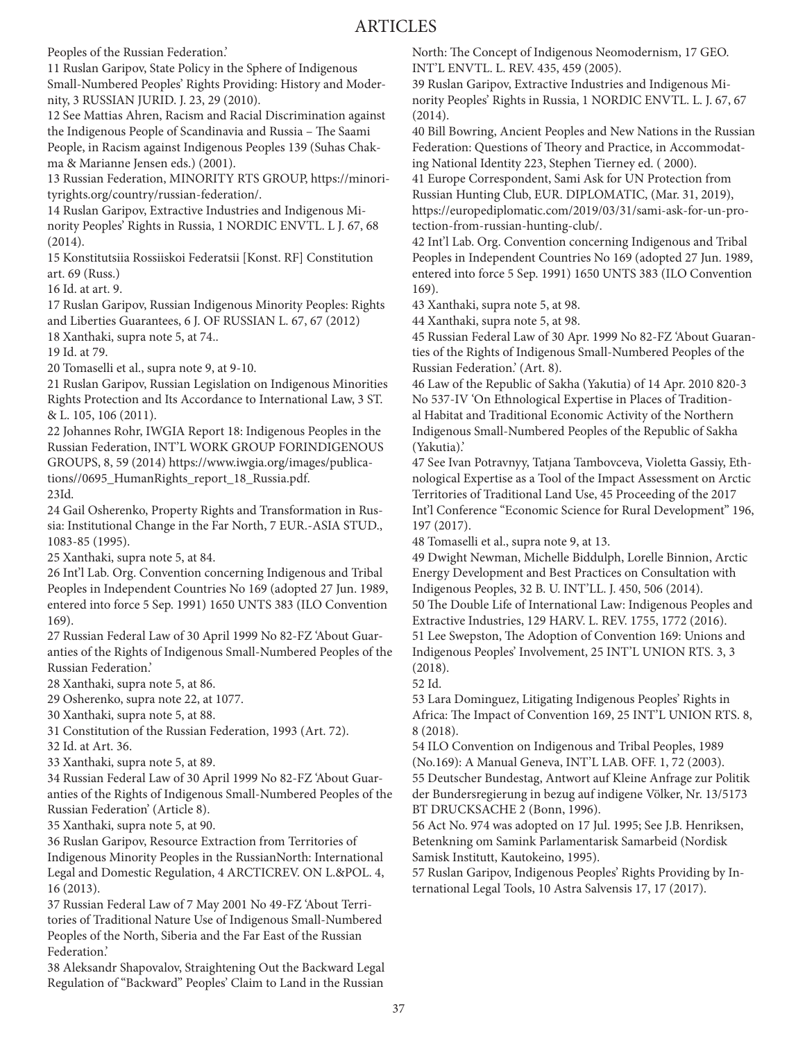Peoples of the Russian Federation.'

11 Ruslan Garipov, State Policy in the Sphere of Indigenous Small-Numbered Peoples' Rights Providing: History and Modernity, 3 RUSSIAN JURID. J. 23, 29 (2010).

12 See Mattias Ahren, Racism and Racial Discrimination against the Indigenous People of Scandinavia and Russia – The Saami People, in Racism against Indigenous Peoples 139 (Suhas Chakma & Marianne Jensen eds.) (2001).

13 Russian Federation, MINORITY RTS GROUP, https://minorityrights.org/country/russian-federation/.

14 Ruslan Garipov, Extractive Industries and Indigenous Minority Peoples' Rights in Russia, 1 NORDIC ENVTL. L J. 67, 68 (2014).

15 Konstitutsiia Rossiiskoi Federatsii [Konst. RF] Constitution art. 69 (Russ.)

16 Id. at art. 9.

17 Ruslan Garipov, Russian Indigenous Minority Peoples: Rights and Liberties Guarantees, 6 J. OF RUSSIAN L. 67, 67 (2012)

18 Xanthaki, supra note 5, at 74..

19 Id. at 79.

20 Tomaselli et al., supra note 9, at 9-10.

21 Ruslan Garipov, Russian Legislation on Indigenous Minorities Rights Protection and Its Accordance to International Law, 3 ST. & L. 105, 106 (2011).

22 Johannes Rohr, IWGIA Report 18: Indigenous Peoples in the Russian Federation, INT'L WORK GROUP FORINDIGENOUS GROUPS, 8, 59 (2014) https://www.iwgia.org/images/publications//0695_HumanRights_report_18_Russia.pdf.

23Id.

24 Gail Osherenko, Property Rights and Transformation in Russia: Institutional Change in the Far North, 7 EUR.-ASIA STUD., 1083-85 (1995).

25 Xanthaki, supra note 5, at 84.

26 Int'l Lab. Org. Convention concerning Indigenous and Tribal Peoples in Independent Countries No 169 (adopted 27 Jun. 1989, entered into force 5 Sep. 1991) 1650 UNTS 383 (ILO Convention 169).

27 Russian Federal Law of 30 April 1999 No 82-FZ 'About Guaranties of the Rights of Indigenous Small-Numbered Peoples of the Russian Federation.'

28 Xanthaki, supra note 5, at 86.

29 Osherenko, supra note 22, at 1077.

30 Xanthaki, supra note 5, at 88.

31 Constitution of the Russian Federation, 1993 (Art. 72).

32 Id. at Art. 36.

33 Xanthaki, supra note 5, at 89.

34 Russian Federal Law of 30 April 1999 No 82-FZ 'About Guaranties of the Rights of Indigenous Small-Numbered Peoples of the Russian Federation' (Article 8).

35 Xanthaki, supra note 5, at 90.

36 Ruslan Garipov, Resource Extraction from Territories of Indigenous Minority Peoples in the RussianNorth: International Legal and Domestic Regulation, 4 ARCTICREV. ON L.&POL. 4, 16 (2013).

37 Russian Federal Law of 7 May 2001 No 49-FZ 'About Territories of Traditional Nature Use of Indigenous Small-Numbered Peoples of the North, Siberia and the Far East of the Russian Federation.'

38 Aleksandr Shapovalov, Straightening Out the Backward Legal Regulation of "Backward" Peoples' Claim to Land in the Russian North: The Concept of Indigenous Neomodernism, 17 GEO. INT'L ENVTL. L. REV. 435, 459 (2005).

39 Ruslan Garipov, Extractive Industries and Indigenous Minority Peoples' Rights in Russia, 1 NORDIC ENVTL. L. J. 67, 67 (2014).

40 Bill Bowring, Ancient Peoples and New Nations in the Russian Federation: Questions of Theory and Practice, in Accommodating National Identity 223, Stephen Tierney ed. ( 2000).

41 Europe Correspondent, Sami Ask for UN Protection from Russian Hunting Club, EUR. DIPLOMATIC, (Mar. 31, 2019), https://europediplomatic.com/2019/03/31/sami-ask-for-un-protection-from-russian-hunting-club/.

42 Int'l Lab. Org. Convention concerning Indigenous and Tribal Peoples in Independent Countries No 169 (adopted 27 Jun. 1989, entered into force 5 Sep. 1991) 1650 UNTS 383 (ILO Convention 169).

43 Xanthaki, supra note 5, at 98.

44 Xanthaki, supra note 5, at 98.

45 Russian Federal Law of 30 Apr. 1999 No 82-FZ 'About Guaranties of the Rights of Indigenous Small-Numbered Peoples of the Russian Federation.' (Art. 8).

46 Law of the Republic of Sakha (Yakutia) of 14 Apr. 2010 820-3 No 537-IV 'On Ethnological Expertise in Places of Traditional Habitat and Traditional Economic Activity of the Northern Indigenous Small-Numbered Peoples of the Republic of Sakha (Yakutia).'

47 See Ivan Potravnyy, Tatjana Tambovceva, Violetta Gassiy, Ethnological Expertise as a Tool of the Impact Assessment on Arctic Territories of Traditional Land Use, 45 Proceeding of the 2017 Int'l Conference "Economic Science for Rural Development" 196, 197 (2017).

48 Tomaselli et al., supra note 9, at 13.

49 Dwight Newman, Michelle Biddulph, Lorelle Binnion, Arctic Energy Development and Best Practices on Consultation with Indigenous Peoples, 32 B. U. INT'LL. J. 450, 506 (2014).

50 The Double Life of International Law: Indigenous Peoples and Extractive Industries, 129 HARV. L. REV. 1755, 1772 (2016).

51 Lee Swepston, The Adoption of Convention 169: Unions and Indigenous Peoples' Involvement, 25 INT'L UNION RTS. 3, 3 (2018).

52 Id.

53 Lara Dominguez, Litigating Indigenous Peoples' Rights in Africa: The Impact of Convention 169, 25 INT'L UNION RTS. 8, 8 (2018).

54 ILO Convention on Indigenous and Tribal Peoples, 1989 (No.169): A Manual Geneva, INT'L LAB. OFF. 1, 72 (2003).

55 Deutscher Bundestag, Antwort auf Kleine Anfrage zur Politik der Bundersregierung in bezug auf indigene Völker, Nr. 13/5173 BT DRUCKSACHE 2 (Bonn, 1996).

56 Act No. 974 was adopted on 17 Jul. 1995; See J.B. Henriksen, Betenkning om Samink Parlamentarisk Samarbeid (Nordisk Samisk Institutt, Kautokeino, 1995).

57 Ruslan Garipov, Indigenous Peoples' Rights Providing by International Legal Tools, 10 Astra Salvensis 17, 17 (2017).